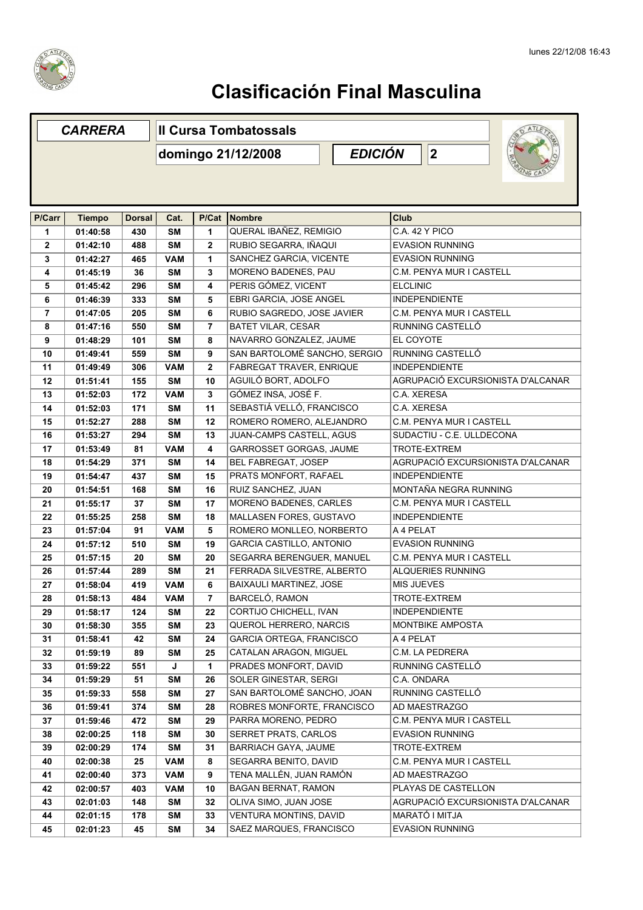# Clasificación Final Masculina

| *CARRERA* | II Cursa Tombatossals |
|---|---|
| | domingo 21/12/2008 |
| *EDICIÓN* | 2 |

| P/Carr | Tiempo | Dorsal | Cat. | P/Cat | Nombre | Club |
|---|---|---|---|---|---|---|
| 1 | 01:40:58 | 430 | SM | 1 | QUERAL IBAÑEZ, REMIGIO | C.A. 42 Y PICO |
| 2 | 01:42:10 | 488 | SM | 2 | RUBIO SEGARRA, IÑAQUI | EVASION RUNNING |
| 3 | 01:42:27 | 465 | VAM | 1 | SANCHEZ GARCIA, VICENTE | EVASION RUNNING |
| 4 | 01:45:19 | 36 | SM | 3 | MORENO BADENES, PAU | C.M. PENYA MUR I CASTELL |
| 5 | 01:45:42 | 296 | SM | 4 | PERIS GÓMEZ, VICENT | ELCLINIC |
| 6 | 01:46:39 | 333 | SM | 5 | EBRI GARCIA, JOSE ANGEL | INDEPENDIENTE |
| 7 | 01:47:05 | 205 | SM | 6 | RUBIO SAGREDO, JOSE JAVIER | C.M. PENYA MUR I CASTELL |
| 8 | 01:47:16 | 550 | SM | 7 | BATET VILAR, CESAR | RUNNING CASTELLÓ |
| 9 | 01:48:29 | 101 | SM | 8 | NAVARRO GONZALEZ, JAUME | EL COYOTE |
| 10 | 01:49:41 | 559 | SM | 9 | SAN BARTOLOMÉ SANCHO, SERGIO | RUNNING CASTELLÓ |
| 11 | 01:49:49 | 306 | VAM | 2 | FABREGAT TRAVER, ENRIQUE | INDEPENDIENTE |
| 12 | 01:51:41 | 155 | SM | 10 | AGUILÓ BORT, ADOLFO | AGRUPACIÓ EXCURSIONISTA D'ALCANAR |
| 13 | 01:52:03 | 172 | VAM | 3 | GÓMEZ INSA, JOSÉ F. | C.A. XERESA |
| 14 | 01:52:03 | 171 | SM | 11 | SEBASTIÁ VELLÓ, FRANCISCO | C.A. XERESA |
| 15 | 01:52:27 | 288 | SM | 12 | ROMERO ROMERO, ALEJANDRO | C.M. PENYA MUR I CASTELL |
| 16 | 01:53:27 | 294 | SM | 13 | JUAN-CAMPS CASTELL, AGUS | SUDACTIU - C.E. ULLDECONA |
| 17 | 01:53:49 | 81 | VAM | 4 | GARROSSET GORGAS, JAUME | TROTE-EXTREM |
| 18 | 01:54:29 | 371 | SM | 14 | BEL FABREGAT, JOSEP | AGRUPACIÓ EXCURSIONISTA D'ALCANAR |
| 19 | 01:54:47 | 437 | SM | 15 | PRATS MONFORT, RAFAEL | INDEPENDIENTE |
| 20 | 01:54:51 | 168 | SM | 16 | RUIZ SANCHEZ, JUAN | MONTAÑA NEGRA RUNNING |
| 21 | 01:55:17 | 37 | SM | 17 | MORENO BADENES, CARLES | C.M. PENYA MUR I CASTELL |
| 22 | 01:55:25 | 258 | SM | 18 | MALLASEN FORES, GUSTAVO | INDEPENDIENTE |
| 23 | 01:57:04 | 91 | VAM | 5 | ROMERO MONLLEO, NORBERTO | A 4 PELAT |
| 24 | 01:57:12 | 510 | SM | 19 | GARCIA CASTILLO, ANTONIO | EVASION RUNNING |
| 25 | 01:57:15 | 20 | SM | 20 | SEGARRA BERENGUER, MANUEL | C.M. PENYA MUR I CASTELL |
| 26 | 01:57:44 | 289 | SM | 21 | FERRADA SILVESTRE, ALBERTO | ALQUERIES RUNNING |
| 27 | 01:58:04 | 419 | VAM | 6 | BAIXAULI MARTINEZ, JOSE | MIS JUEVES |
| 28 | 01:58:13 | 484 | VAM | 7 | BARCELÓ, RAMON | TROTE-EXTREM |
| 29 | 01:58:17 | 124 | SM | 22 | CORTIJO CHICHELL, IVAN | INDEPENDIENTE |
| 30 | 01:58:30 | 355 | SM | 23 | QUEROL HERRERO, NARCIS | MONTBIKE AMPOSTA |
| 31 | 01:58:41 | 42 | SM | 24 | GARCIA ORTEGA, FRANCISCO | A 4 PELAT |
| 32 | 01:59:19 | 89 | SM | 25 | CATALAN ARAGON, MIGUEL | C.M. LA PEDRERA |
| 33 | 01:59:22 | 551 | J | 1 | PRADES MONFORT, DAVID | RUNNING CASTELLÓ |
| 34 | 01:59:29 | 51 | SM | 26 | SOLER GINESTAR, SERGI | C.A. ONDARA |
| 35 | 01:59:33 | 558 | SM | 27 | SAN BARTOLOMÉ SANCHO, JOAN | RUNNING CASTELLÓ |
| 36 | 01:59:41 | 374 | SM | 28 | ROBRES MONFORTE, FRANCISCO | AD MAESTRAZGO |
| 37 | 01:59:46 | 472 | SM | 29 | PARRA MORENO, PEDRO | C.M. PENYA MUR I CASTELL |
| 38 | 02:00:25 | 118 | SM | 30 | SERRET PRATS, CARLOS | EVASION RUNNING |
| 39 | 02:00:29 | 174 | SM | 31 | BARRIACH GAYA, JAUME | TROTE-EXTREM |
| 40 | 02:00:38 | 25 | VAM | 8 | SEGARRA BENITO, DAVID | C.M. PENYA MUR I CASTELL |
| 41 | 02:00:40 | 373 | VAM | 9 | TENA MALLÉN, JUAN RAMÓN | AD MAESTRAZGO |
| 42 | 02:00:57 | 403 | VAM | 10 | BAGAN BERNAT, RAMON | PLAYAS DE CASTELLON |
| 43 | 02:01:03 | 148 | SM | 32 | OLIVA SIMO, JUAN JOSE | AGRUPACIÓ EXCURSIONISTA D'ALCANAR |
| 44 | 02:01:15 | 178 | SM | 33 | VENTURA MONTINS, DAVID | MARATÓ I MITJA |
| 45 | 02:01:23 | 45 | SM | 34 | SAEZ MARQUES, FRANCISCO | EVASION RUNNING |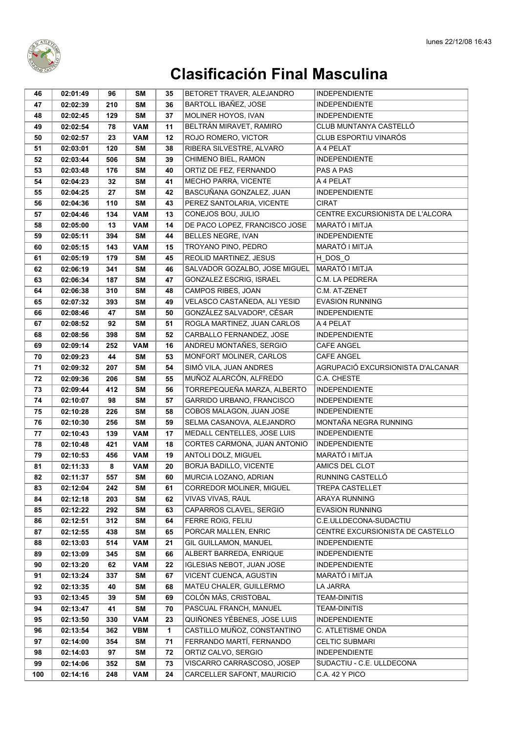# Clasificación Final Masculina

| | | | | | | |
|---|---|---|---|---|---|---|
| 46 | 02:01:49 | 96 | SM | 35 | BETORET TRAVER, ALEJANDRO | INDEPENDIENTE |
| 47 | 02:02:39 | 210 | SM | 36 | BARTOLL IBAÑEZ, JOSE | INDEPENDIENTE |
| 48 | 02:02:45 | 129 | SM | 37 | MOLINER HOYOS, IVAN | INDEPENDIENTE |
| 49 | 02:02:54 | 78 | VAM | 11 | BELTRÁN MIRAVET, RAMIRO | CLUB MUNTANYA CASTELLÓ |
| 50 | 02:02:57 | 23 | VAM | 12 | ROJO ROMERO, VICTOR | CLUB ESPORTIU VINARÓS |
| 51 | 02:03:01 | 120 | SM | 38 | RIBERA SILVESTRE, ALVARO | A 4 PELAT |
| 52 | 02:03:44 | 506 | SM | 39 | CHIMENO BIEL, RAMON | INDEPENDIENTE |
| 53 | 02:03:48 | 176 | SM | 40 | ORTIZ DE FEZ, FERNANDO | PAS A PAS |
| 54 | 02:04:23 | 32 | SM | 41 | MECHO PARRA, VICENTE | A 4 PELAT |
| 55 | 02:04:25 | 27 | SM | 42 | BASCUÑANA GONZALEZ, JUAN | INDEPENDIENTE |
| 56 | 02:04:36 | 110 | SM | 43 | PEREZ SANTOLARIA, VICENTE | CIRAT |
| 57 | 02:04:46 | 134 | VAM | 13 | CONEJOS BOU, JULIO | CENTRE EXCURSIONISTA DE L'ALCORA |
| 58 | 02:05:00 | 13 | VAM | 14 | DE PACO LOPEZ, FRANCISCO JOSE | MARATÓ I MITJA |
| 59 | 02:05:11 | 394 | SM | 44 | BELLES NEGRE, IVAN | INDEPENDIENTE |
| 60 | 02:05:15 | 143 | VAM | 15 | TROYANO PINO, PEDRO | MARATÓ I MITJA |
| 61 | 02:05:19 | 179 | SM | 45 | REOLID MARTINEZ, JESUS | H_DOS_O |
| 62 | 02:06:19 | 341 | SM | 46 | SALVADOR GOZALBO, JOSE MIGUEL | MARATÓ I MITJA |
| 63 | 02:06:34 | 187 | SM | 47 | GONZALEZ ESCRIG, ISRAEL | C.M. LA PEDRERA |
| 64 | 02:06:38 | 310 | SM | 48 | CAMPOS RIBES, JOAN | C.M. AT-ZENET |
| 65 | 02:07:32 | 393 | SM | 49 | VELASCO CASTAÑEDA, ALI YESID | EVASION RUNNING |
| 66 | 02:08:46 | 47 | SM | 50 | GONZÁLEZ SALVADORº, CÉSAR | INDEPENDIENTE |
| 67 | 02:08:52 | 92 | SM | 51 | ROGLA MARTINEZ, JUAN CARLOS | A 4 PELAT |
| 68 | 02:08:56 | 398 | SM | 52 | CARBALLO FERNANDEZ, JOSE | INDEPENDIENTE |
| 69 | 02:09:14 | 252 | VAM | 16 | ANDREU MONTAÑES, SERGIO | CAFE ANGEL |
| 70 | 02:09:23 | 44 | SM | 53 | MONFORT MOLINER, CARLOS | CAFE ANGEL |
| 71 | 02:09:32 | 207 | SM | 54 | SIMÓ VILA, JUAN ANDRES | AGRUPACIÓ EXCURSIONISTA D'ALCANAR |
| 72 | 02:09:36 | 206 | SM | 55 | MUÑOZ ALARCÓN, ALFREDO | C.A. CHESTE |
| 73 | 02:09:44 | 412 | SM | 56 | TORREPEQUEÑA MARZA, ALBERTO | INDEPENDIENTE |
| 74 | 02:10:07 | 98 | SM | 57 | GARRIDO URBANO, FRANCISCO | INDEPENDIENTE |
| 75 | 02:10:28 | 226 | SM | 58 | COBOS MALAGON, JUAN JOSE | INDEPENDIENTE |
| 76 | 02:10:30 | 256 | SM | 59 | SELMA CASANOVA, ALEJANDRO | MONTAÑA NEGRA RUNNING |
| 77 | 02:10:43 | 139 | VAM | 17 | MEDALL CENTELLES, JOSE LUIS | INDEPENDIENTE |
| 78 | 02:10:48 | 421 | VAM | 18 | CORTES CARMONA, JUAN ANTONIO | INDEPENDIENTE |
| 79 | 02:10:53 | 456 | VAM | 19 | ANTOLI DOLZ, MIGUEL | MARATÓ I MITJA |
| 81 | 02:11:33 | 8 | VAM | 20 | BORJA BADILLO, VICENTE | AMICS DEL CLOT |
| 82 | 02:11:37 | 557 | SM | 60 | MURCIA LOZANO, ADRIAN | RUNNING CASTELLÓ |
| 83 | 02:12:04 | 242 | SM | 61 | CORREDOR MOLINER, MIGUEL | TREPA CASTELLET |
| 84 | 02:12:18 | 203 | SM | 62 | VIVAS VIVAS, RAUL | ARAYA RUNNING |
| 85 | 02:12:22 | 292 | SM | 63 | CAPARROS CLAVEL, SERGIO | EVASION RUNNING |
| 86 | 02:12:51 | 312 | SM | 64 | FERRE ROIG, FELIU | C.E.ULLDECONA-SUDACTIU |
| 87 | 02:12:55 | 438 | SM | 65 | PORCAR MALLEN, ENRIC | CENTRE EXCURSIONISTA DE CASTELLO |
| 88 | 02:13:03 | 514 | VAM | 21 | GIL GUILLAMON, MANUEL | INDEPENDIENTE |
| 89 | 02:13:09 | 345 | SM | 66 | ALBERT BARREDA, ENRIQUE | INDEPENDIENTE |
| 90 | 02:13:20 | 62 | VAM | 22 | IGLESIAS NEBOT, JUAN JOSE | INDEPENDIENTE |
| 91 | 02:13:24 | 337 | SM | 67 | VICENT CUENCA, AGUSTIN | MARATÓ I MITJA |
| 92 | 02:13:35 | 40 | SM | 68 | MATEU CHALER, GUILLERMO | LA JARRA |
| 93 | 02:13:45 | 39 | SM | 69 | COLÓN MÁS, CRISTOBAL | TEAM-DINITIS |
| 94 | 02:13:47 | 41 | SM | 70 | PASCUAL FRANCH, MANUEL | TEAM-DINITIS |
| 95 | 02:13:50 | 330 | VAM | 23 | QUIÑONES YÉBENES, JOSE LUIS | INDEPENDIENTE |
| 96 | 02:13:54 | 362 | VBM | 1 | CASTILLO MUÑOZ, CONSTANTINO | C. ATLETISME ONDA |
| 97 | 02:14:00 | 354 | SM | 71 | FERRANDO MARTÍ, FERNANDO | CELTIC SUBMARI |
| 98 | 02:14:03 | 97 | SM | 72 | ORTIZ CALVO, SERGIO | INDEPENDIENTE |
| 99 | 02:14:06 | 352 | SM | 73 | VISCARRO CARRASCOSO, JOSEP | SUDACTIU - C.E. ULLDECONA |
| 100 | 02:14:16 | 248 | VAM | 24 | CARCELLER SAFONT, MAURICIO | C.A. 42 Y PICO |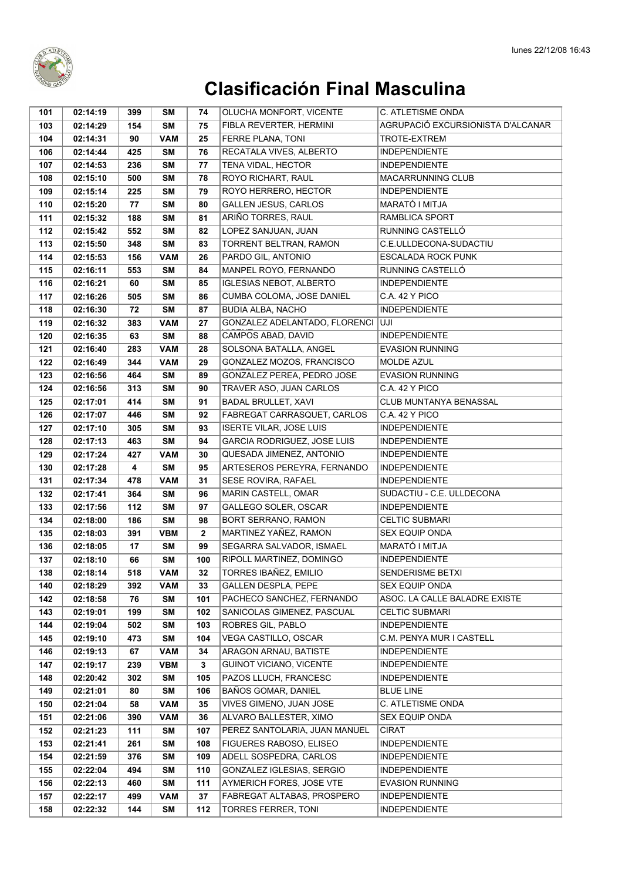# Clasificación Final Masculina

| | | | | | | |
|---|---|---|---|---|---|---|
| 101 | 02:14:19 | 399 | SM | 74 | OLUCHA MONFORT, VICENTE | C. ATLETISME ONDA |
| 103 | 02:14:29 | 154 | SM | 75 | FIBLA REVERTER, HERMINI | AGRUPACIÓ EXCURSIONISTA D'ALCANAR |
| 104 | 02:14:31 | 90 | VAM | 25 | FERRE PLANA, TONI | TROTE-EXTREM |
| 106 | 02:14:44 | 425 | SM | 76 | RECATALA VIVES, ALBERTO | INDEPENDIENTE |
| 107 | 02:14:53 | 236 | SM | 77 | TENA VIDAL, HECTOR | INDEPENDIENTE |
| 108 | 02:15:10 | 500 | SM | 78 | ROYO RICHART, RAUL | MACARRUNNING CLUB |
| 109 | 02:15:14 | 225 | SM | 79 | ROYO HERRERO, HECTOR | INDEPENDIENTE |
| 110 | 02:15:20 | 77 | SM | 80 | GALLEN JESUS, CARLOS | MARATÓ I MITJA |
| 111 | 02:15:32 | 188 | SM | 81 | ARIÑO TORRES, RAUL | RAMBLICA SPORT |
| 112 | 02:15:42 | 552 | SM | 82 | LOPEZ SANJUAN, JUAN | RUNNING CASTELLÓ |
| 113 | 02:15:50 | 348 | SM | 83 | TORRENT BELTRAN, RAMON | C.E.ULLDECONA-SUDACTIU |
| 114 | 02:15:53 | 156 | VAM | 26 | PARDO GIL, ANTONIO | ESCALADA ROCK PUNK |
| 115 | 02:16:11 | 553 | SM | 84 | MANPEL ROYO, FERNANDO | RUNNING CASTELLÓ |
| 116 | 02:16:21 | 60 | SM | 85 | IGLESIAS NEBOT, ALBERTO | INDEPENDIENTE |
| 117 | 02:16:26 | 505 | SM | 86 | CUMBA COLOMA, JOSE DANIEL | C.A. 42 Y PICO |
| 118 | 02:16:30 | 72 | SM | 87 | BUDIA ALBA, NACHO | INDEPENDIENTE |
| 119 | 02:16:32 | 383 | VAM | 27 | GONZALEZ ADELANTADO, FLORENCI | UJI |
| 120 | 02:16:35 | 63 | SM | 88 | CAMPOS ABAD, DAVID | INDEPENDIENTE |
| 121 | 02:16:40 | 283 | VAM | 28 | SOLSONA BATALLA, ANGEL | EVASION RUNNING |
| 122 | 02:16:49 | 344 | VAM | 29 | GONZALEZ MOZOS, FRANCISCO | MOLDE AZUL |
| 123 | 02:16:56 | 464 | SM | 89 | GONZALEZ PEREA, PEDRO JOSE | EVASION RUNNING |
| 124 | 02:16:56 | 313 | SM | 90 | TRAVER ASO, JUAN CARLOS | C.A. 42 Y PICO |
| 125 | 02:17:01 | 414 | SM | 91 | BADAL BRULLET, XAVI | CLUB MUNTANYA BENASSAL |
| 126 | 02:17:07 | 446 | SM | 92 | FABREGAT CARRASQUET, CARLOS | C.A. 42 Y PICO |
| 127 | 02:17:10 | 305 | SM | 93 | ISERTE VILAR, JOSE LUIS | INDEPENDIENTE |
| 128 | 02:17:13 | 463 | SM | 94 | GARCIA RODRIGUEZ, JOSE LUIS | INDEPENDIENTE |
| 129 | 02:17:24 | 427 | VAM | 30 | QUESADA JIMENEZ, ANTONIO | INDEPENDIENTE |
| 130 | 02:17:28 | 4 | SM | 95 | ARTESEROS PEREYRA, FERNANDO | INDEPENDIENTE |
| 131 | 02:17:34 | 478 | VAM | 31 | SESE ROVIRA, RAFAEL | INDEPENDIENTE |
| 132 | 02:17:41 | 364 | SM | 96 | MARIN CASTELL, OMAR | SUDACTIU - C.E. ULLDECONA |
| 133 | 02:17:56 | 112 | SM | 97 | GALLEGO SOLER, OSCAR | INDEPENDIENTE |
| 134 | 02:18:00 | 186 | SM | 98 | BORT SERRANO, RAMON | CELTIC SUBMARI |
| 135 | 02:18:03 | 391 | VBM | 2 | MARTINEZ YAÑEZ, RAMON | SEX EQUIP ONDA |
| 136 | 02:18:05 | 17 | SM | 99 | SEGARRA SALVADOR, ISMAEL | MARATÓ I MITJA |
| 137 | 02:18:10 | 66 | SM | 100 | RIPOLL MARTINEZ, DOMINGO | INDEPENDIENTE |
| 138 | 02:18:14 | 518 | VAM | 32 | TORRES IBAÑEZ, EMILIO | SENDERISME BETXI |
| 140 | 02:18:29 | 392 | VAM | 33 | GALLEN DESPLA, PEPE | SEX EQUIP ONDA |
| 142 | 02:18:58 | 76 | SM | 101 | PACHECO SANCHEZ, FERNANDO | ASOC. LA CALLE BALADRE EXISTE |
| 143 | 02:19:01 | 199 | SM | 102 | SANICOLAS GIMENEZ, PASCUAL | CELTIC SUBMARI |
| 144 | 02:19:04 | 502 | SM | 103 | ROBRES GIL, PABLO | INDEPENDIENTE |
| 145 | 02:19:10 | 473 | SM | 104 | VEGA CASTILLO, OSCAR | C.M. PENYA MUR I CASTELL |
| 146 | 02:19:13 | 67 | VAM | 34 | ARAGON ARNAU, BATISTE | INDEPENDIENTE |
| 147 | 02:19:17 | 239 | VBM | 3 | GUINOT VICIANO, VICENTE | INDEPENDIENTE |
| 148 | 02:20:42 | 302 | SM | 105 | PAZOS LLUCH, FRANCESC | INDEPENDIENTE |
| 149 | 02:21:01 | 80 | SM | 106 | BAÑOS GOMAR, DANIEL | BLUE LINE |
| 150 | 02:21:04 | 58 | VAM | 35 | VIVES GIMENO, JUAN JOSE | C. ATLETISME ONDA |
| 151 | 02:21:06 | 390 | VAM | 36 | ALVARO BALLESTER, XIMO | SEX EQUIP ONDA |
| 152 | 02:21:23 | 111 | SM | 107 | PEREZ SANTOLARIA, JUAN MANUEL | CIRAT |
| 153 | 02:21:41 | 261 | SM | 108 | FIGUERES RABOSO, ELISEO | INDEPENDIENTE |
| 154 | 02:21:59 | 376 | SM | 109 | ADELL SOSPEDRA, CARLOS | INDEPENDIENTE |
| 155 | 02:22:04 | 494 | SM | 110 | GONZALEZ IGLESIAS, SERGIO | INDEPENDIENTE |
| 156 | 02:22:13 | 460 | SM | 111 | AYMERICH FORES, JOSE VTE | EVASION RUNNING |
| 157 | 02:22:17 | 499 | VAM | 37 | FABREGAT ALTABAS, PROSPERO | INDEPENDIENTE |
| 158 | 02:22:32 | 144 | SM | 112 | TORRES FERRER, TONI | INDEPENDIENTE |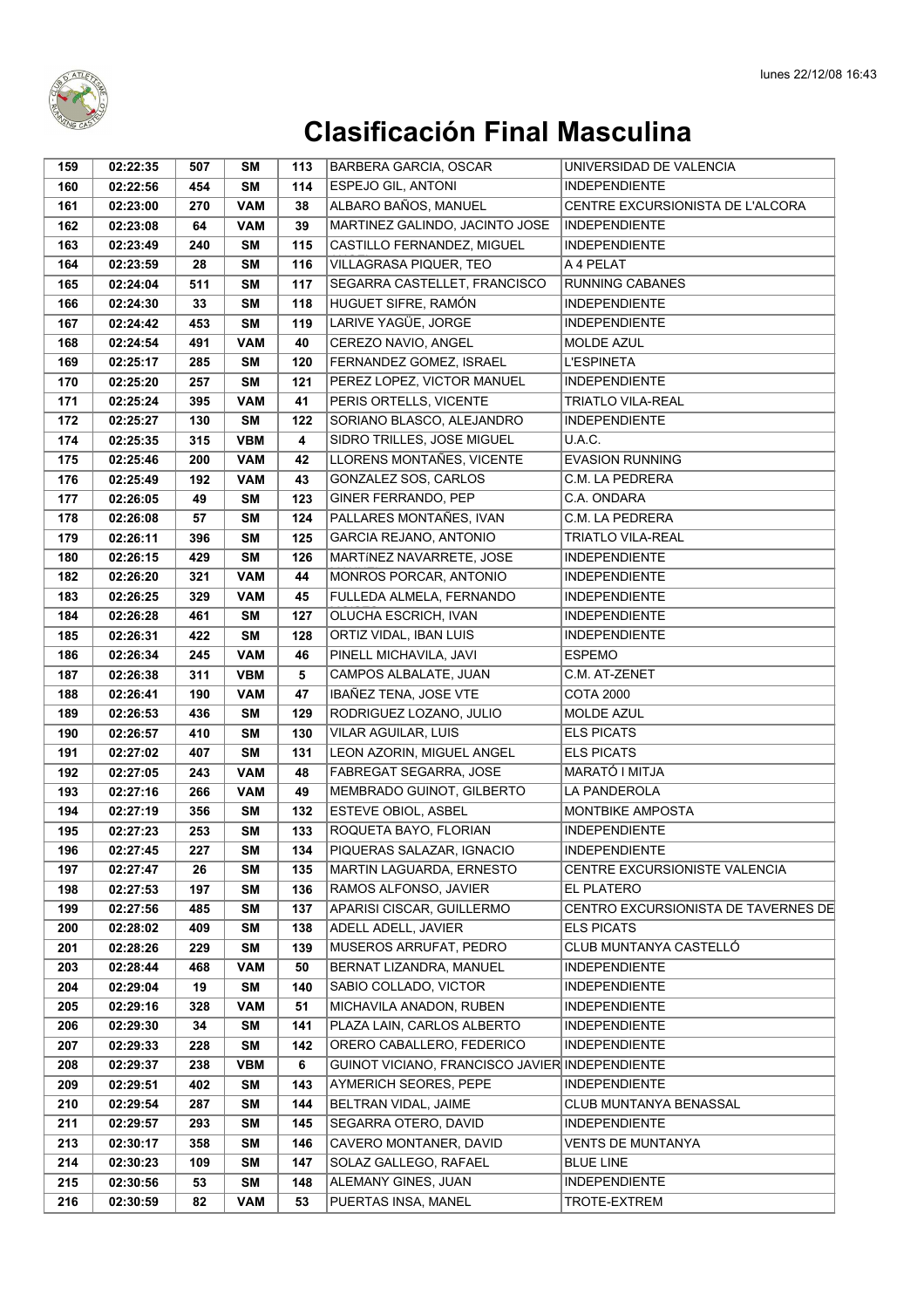# Clasificación Final Masculina

| | | | | | | |
|---|---|---|---|---|---|---|
| 159 | 02:22:35 | 507 | SM | 113 | BARBERA GARCIA, OSCAR | UNIVERSIDAD DE VALENCIA |
| 160 | 02:22:56 | 454 | SM | 114 | ESPEJO GIL, ANTONI | INDEPENDIENTE |
| 161 | 02:23:00 | 270 | VAM | 38 | ALBARO BAÑOS, MANUEL | CENTRE EXCURSIONISTA DE L'ALCORA |
| 162 | 02:23:08 | 64 | VAM | 39 | MARTINEZ GALINDO, JACINTO JOSE | INDEPENDIENTE |
| 163 | 02:23:49 | 240 | SM | 115 | CASTILLO FERNANDEZ, MIGUEL | INDEPENDIENTE |
| 164 | 02:23:59 | 28 | SM | 116 | VILLAGRASA PIQUER, TEO | A 4 PELAT |
| 165 | 02:24:04 | 511 | SM | 117 | SEGARRA CASTELLET, FRANCISCO | RUNNING CABANES |
| 166 | 02:24:30 | 33 | SM | 118 | HUGUET SIFRE, RAMÓN | INDEPENDIENTE |
| 167 | 02:24:42 | 453 | SM | 119 | LARIVE YAGÜE, JORGE | INDEPENDIENTE |
| 168 | 02:24:54 | 491 | VAM | 40 | CEREZO NAVIO, ANGEL | MOLDE AZUL |
| 169 | 02:25:17 | 285 | SM | 120 | FERNANDEZ GOMEZ, ISRAEL | L'ESPINETA |
| 170 | 02:25:20 | 257 | SM | 121 | PEREZ LOPEZ, VICTOR MANUEL | INDEPENDIENTE |
| 171 | 02:25:24 | 395 | VAM | 41 | PERIS ORTELLS, VICENTE | TRIATLO VILA-REAL |
| 172 | 02:25:27 | 130 | SM | 122 | SORIANO BLASCO, ALEJANDRO | INDEPENDIENTE |
| 174 | 02:25:35 | 315 | VBM | 4 | SIDRO TRILLES, JOSE MIGUEL | U.A.C. |
| 175 | 02:25:46 | 200 | VAM | 42 | LLORENS MONTAÑES, VICENTE | EVASION RUNNING |
| 176 | 02:25:49 | 192 | VAM | 43 | GONZALEZ SOS, CARLOS | C.M. LA PEDRERA |
| 177 | 02:26:05 | 49 | SM | 123 | GINER FERRANDO, PEP | C.A. ONDARA |
| 178 | 02:26:08 | 57 | SM | 124 | PALLARES MONTAÑES, IVAN | C.M. LA PEDRERA |
| 179 | 02:26:11 | 396 | SM | 125 | GARCIA REJANO, ANTONIO | TRIATLO VILA-REAL |
| 180 | 02:26:15 | 429 | SM | 126 | MARTINEZ NAVARRETE, JOSE | INDEPENDIENTE |
| 182 | 02:26:20 | 321 | VAM | 44 | MONROS PORCAR, ANTONIO | INDEPENDIENTE |
| 183 | 02:26:25 | 329 | VAM | 45 | FULLEDA ALMELA, FERNANDO | INDEPENDIENTE |
| 184 | 02:26:28 | 461 | SM | 127 | OLUCHA ESCRICH, IVAN | INDEPENDIENTE |
| 185 | 02:26:31 | 422 | SM | 128 | ORTIZ VIDAL, IBAN LUIS | INDEPENDIENTE |
| 186 | 02:26:34 | 245 | VAM | 46 | PINELL MICHAVILA, JAVI | ESPEMO |
| 187 | 02:26:38 | 311 | VBM | 5 | CAMPOS ALBALATE, JUAN | C.M. AT-ZENET |
| 188 | 02:26:41 | 190 | VAM | 47 | IBAÑEZ TENA, JOSE VTE | COTA 2000 |
| 189 | 02:26:53 | 436 | SM | 129 | RODRIGUEZ LOZANO, JULIO | MOLDE AZUL |
| 190 | 02:26:57 | 410 | SM | 130 | VILAR AGUILAR, LUIS | ELS PICATS |
| 191 | 02:27:02 | 407 | SM | 131 | LEON AZORIN, MIGUEL ANGEL | ELS PICATS |
| 192 | 02:27:05 | 243 | VAM | 48 | FABREGAT SEGARRA, JOSE | MARATÓ I MITJA |
| 193 | 02:27:16 | 266 | VAM | 49 | MEMBRADO GUINOT, GILBERTO | LA PANDEROLA |
| 194 | 02:27:19 | 356 | SM | 132 | ESTEVE OBIOL, ASBEL | MONTBIKE AMPOSTA |
| 195 | 02:27:23 | 253 | SM | 133 | ROQUETA BAYO, FLORIAN | INDEPENDIENTE |
| 196 | 02:27:45 | 227 | SM | 134 | PIQUERAS SALAZAR, IGNACIO | INDEPENDIENTE |
| 197 | 02:27:47 | 26 | SM | 135 | MARTIN LAGUARDA, ERNESTO | CENTRE EXCURSIONISTE VALENCIA |
| 198 | 02:27:53 | 197 | SM | 136 | RAMOS ALFONSO, JAVIER | EL PLATERO |
| 199 | 02:27:56 | 485 | SM | 137 | APARISI CISCAR, GUILLERMO | CENTRO EXCURSIONISTA DE TAVERNES DE |
| 200 | 02:28:02 | 409 | SM | 138 | ADELL ADELL, JAVIER | ELS PICATS |
| 201 | 02:28:26 | 229 | SM | 139 | MUSEROS ARRUFAT, PEDRO | CLUB MUNTANYA CASTELLÓ |
| 203 | 02:28:44 | 468 | VAM | 50 | BERNAT LIZANDRA, MANUEL | INDEPENDIENTE |
| 204 | 02:29:04 | 19 | SM | 140 | SABIO COLLADO, VICTOR | INDEPENDIENTE |
| 205 | 02:29:16 | 328 | VAM | 51 | MICHAVILA ANADON, RUBEN | INDEPENDIENTE |
| 206 | 02:29:30 | 34 | SM | 141 | PLAZA LAIN, CARLOS ALBERTO | INDEPENDIENTE |
| 207 | 02:29:33 | 228 | SM | 142 | ORERO CABALLERO, FEDERICO | INDEPENDIENTE |
| 208 | 02:29:37 | 238 | VBM | 6 | GUINOT VICIANO, FRANCISCO JAVIER | INDEPENDIENTE |
| 209 | 02:29:51 | 402 | SM | 143 | AYMERICH SEORES, PEPE | INDEPENDIENTE |
| 210 | 02:29:54 | 287 | SM | 144 | BELTRAN VIDAL, JAIME | CLUB MUNTANYA BENASSAL |
| 211 | 02:29:57 | 293 | SM | 145 | SEGARRA OTERO, DAVID | INDEPENDIENTE |
| 213 | 02:30:17 | 358 | SM | 146 | CAVERO MONTANER, DAVID | VENTS DE MUNTANYA |
| 214 | 02:30:23 | 109 | SM | 147 | SOLAZ GALLEGO, RAFAEL | BLUE LINE |
| 215 | 02:30:56 | 53 | SM | 148 | ALEMANY GINES, JUAN | INDEPENDIENTE |
| 216 | 02:30:59 | 82 | VAM | 53 | PUERTAS INSA, MANEL | TROTE-EXTREM |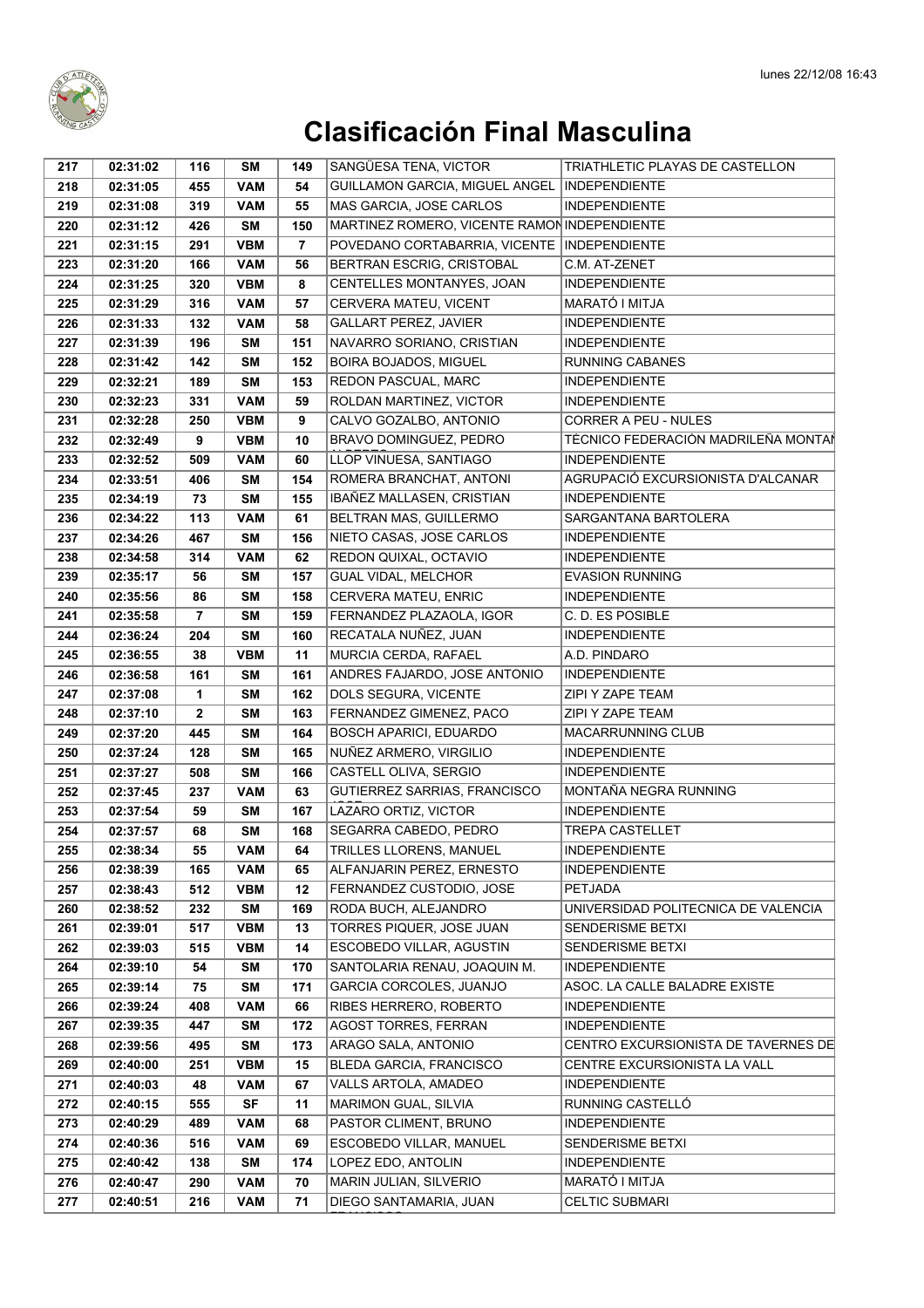# Clasificación Final Masculina

| | | | | | | |
|---|---|---|---|---|---|---|
| 217 | 02:31:02 | 116 | SM | 149 | SANGÜESA TENA, VICTOR | TRIATHLETIC PLAYAS DE CASTELLON |
| 218 | 02:31:05 | 455 | VAM | 54 | GUILLAMON GARCIA, MIGUEL ANGEL | INDEPENDIENTE |
| 219 | 02:31:08 | 319 | VAM | 55 | MAS GARCIA, JOSE CARLOS | INDEPENDIENTE |
| 220 | 02:31:12 | 426 | SM | 150 | MARTINEZ ROMERO, VICENTE RAMON | INDEPENDIENTE |
| 221 | 02:31:15 | 291 | VBM | 7 | POVEDANO CORTABARRIA, VICENTE | INDEPENDIENTE |
| 223 | 02:31:20 | 166 | VAM | 56 | BERTRAN ESCRIG, CRISTOBAL | C.M. AT-ZENET |
| 224 | 02:31:25 | 320 | VBM | 8 | CENTELLES MONTANYES, JOAN | INDEPENDIENTE |
| 225 | 02:31:29 | 316 | VAM | 57 | CERVERA MATEU, VICENT | MARATÓ I MITJA |
| 226 | 02:31:33 | 132 | VAM | 58 | GALLART PEREZ, JAVIER | INDEPENDIENTE |
| 227 | 02:31:39 | 196 | SM | 151 | NAVARRO SORIANO, CRISTIAN | INDEPENDIENTE |
| 228 | 02:31:42 | 142 | SM | 152 | BOIRA BOJADOS, MIGUEL | RUNNING CABANES |
| 229 | 02:32:21 | 189 | SM | 153 | REDON PASCUAL, MARC | INDEPENDIENTE |
| 230 | 02:32:23 | 331 | VAM | 59 | ROLDAN MARTINEZ, VICTOR | INDEPENDIENTE |
| 231 | 02:32:28 | 250 | VBM | 9 | CALVO GOZALBO, ANTONIO | CORRER A PEU - NULES |
| 232 | 02:32:49 | 9 | VBM | 10 | BRAVO DOMINGUEZ, PEDRO | TÉCNICO FEDERACIÓN MADRILEÑA MONTAÑ |
| 233 | 02:32:52 | 509 | VAM | 60 | LLOP VIÑUESA, SANTIAGO | INDEPENDIENTE |
| 234 | 02:33:51 | 406 | SM | 154 | ROMERA BRANCHAT, ANTONI | AGRUPACIÓ EXCURSIONISTA D'ALCANAR |
| 235 | 02:34:19 | 73 | SM | 155 | IBAÑEZ MALLASEN, CRISTIAN | INDEPENDIENTE |
| 236 | 02:34:22 | 113 | VAM | 61 | BELTRAN MAS, GUILLERMO | SARGANTANA BARTOLERA |
| 237 | 02:34:26 | 467 | SM | 156 | NIETO CASAS, JOSE CARLOS | INDEPENDIENTE |
| 238 | 02:34:58 | 314 | VAM | 62 | REDON QUIXAL, OCTAVIO | INDEPENDIENTE |
| 239 | 02:35:17 | 56 | SM | 157 | GUAL VIDAL, MELCHOR | EVASION RUNNING |
| 240 | 02:35:56 | 86 | SM | 158 | CERVERA MATEU, ENRIC | INDEPENDIENTE |
| 241 | 02:35:58 | 7 | SM | 159 | FERNANDEZ PLAZAOLA, IGOR | C. D. ES POSIBLE |
| 244 | 02:36:24 | 204 | SM | 160 | RECATALA NUÑEZ, JUAN | INDEPENDIENTE |
| 245 | 02:36:55 | 38 | VBM | 11 | MURCIA CERDA, RAFAEL | A.D. PINDARO |
| 246 | 02:36:58 | 161 | SM | 161 | ANDRES FAJARDO, JOSE ANTONIO | INDEPENDIENTE |
| 247 | 02:37:08 | 1 | SM | 162 | DOLS SEGURA, VICENTE | ZIPI Y ZAPE TEAM |
| 248 | 02:37:10 | 2 | SM | 163 | FERNANDEZ GIMENEZ, PACO | ZIPI Y ZAPE TEAM |
| 249 | 02:37:20 | 445 | SM | 164 | BOSCH APARICI, EDUARDO | MACARRUNNING CLUB |
| 250 | 02:37:24 | 128 | SM | 165 | NUÑEZ ARMERO, VIRGILIO | INDEPENDIENTE |
| 251 | 02:37:27 | 508 | SM | 166 | CASTELL OLIVA, SERGIO | INDEPENDIENTE |
| 252 | 02:37:45 | 237 | VAM | 63 | GUTIERREZ SARRIAS, FRANCISCO | MONTAÑA NEGRA RUNNING |
| 253 | 02:37:54 | 59 | SM | 167 | LAZARO ORTIZ, VICTOR | INDEPENDIENTE |
| 254 | 02:37:57 | 68 | SM | 168 | SEGARRA CABEDO, PEDRO | TREPA CASTELLET |
| 255 | 02:38:34 | 55 | VAM | 64 | TRILLES LLORENS, MANUEL | INDEPENDIENTE |
| 256 | 02:38:39 | 165 | VAM | 65 | ALFANJARIN PEREZ, ERNESTO | INDEPENDIENTE |
| 257 | 02:38:43 | 512 | VBM | 12 | FERNANDEZ CUSTODIO, JOSE | PETJADA |
| 260 | 02:38:52 | 232 | SM | 169 | RODA BUCH, ALEJANDRO | UNIVERSIDAD POLITECNICA DE VALENCIA |
| 261 | 02:39:01 | 517 | VBM | 13 | TORRES PIQUER, JOSE JUAN | SENDERISME BETXI |
| 262 | 02:39:03 | 515 | VBM | 14 | ESCOBEDO VILLAR, AGUSTIN | SENDERISME BETXI |
| 264 | 02:39:10 | 54 | SM | 170 | SANTOLARIA RENAU, JOAQUIN M. | INDEPENDIENTE |
| 265 | 02:39:14 | 75 | SM | 171 | GARCIA CORCOLES, JUANJO | ASOC. LA CALLE BALADRE EXISTE |
| 266 | 02:39:24 | 408 | VAM | 66 | RIBES HERRERO, ROBERTO | INDEPENDIENTE |
| 267 | 02:39:35 | 447 | SM | 172 | AGOST TORRES, FERRAN | INDEPENDIENTE |
| 268 | 02:39:56 | 495 | SM | 173 | ARAGO SALA, ANTONIO | CENTRO EXCURSIONISTA DE TAVERNES DE |
| 269 | 02:40:00 | 251 | VBM | 15 | BLEDA GARCIA, FRANCISCO | CENTRE EXCURSIONISTA LA VALL |
| 271 | 02:40:03 | 48 | VAM | 67 | VALLS ARTOLA, AMADEO | INDEPENDIENTE |
| 272 | 02:40:15 | 555 | SF | 11 | MARIMON GUAL, SILVIA | RUNNING CASTELLÓ |
| 273 | 02:40:29 | 489 | VAM | 68 | PASTOR CLIMENT, BRUNO | INDEPENDIENTE |
| 274 | 02:40:36 | 516 | VAM | 69 | ESCOBEDO VILLAR, MANUEL | SENDERISME BETXI |
| 275 | 02:40:42 | 138 | SM | 174 | LOPEZ EDO, ANTOLIN | INDEPENDIENTE |
| 276 | 02:40:47 | 290 | VAM | 70 | MARIN JULIAN, SILVERIO | MARATÓ I MITJA |
| 277 | 02:40:51 | 216 | VAM | 71 | DIEGO SANTAMARIA, JUAN | CELTIC SUBMARI |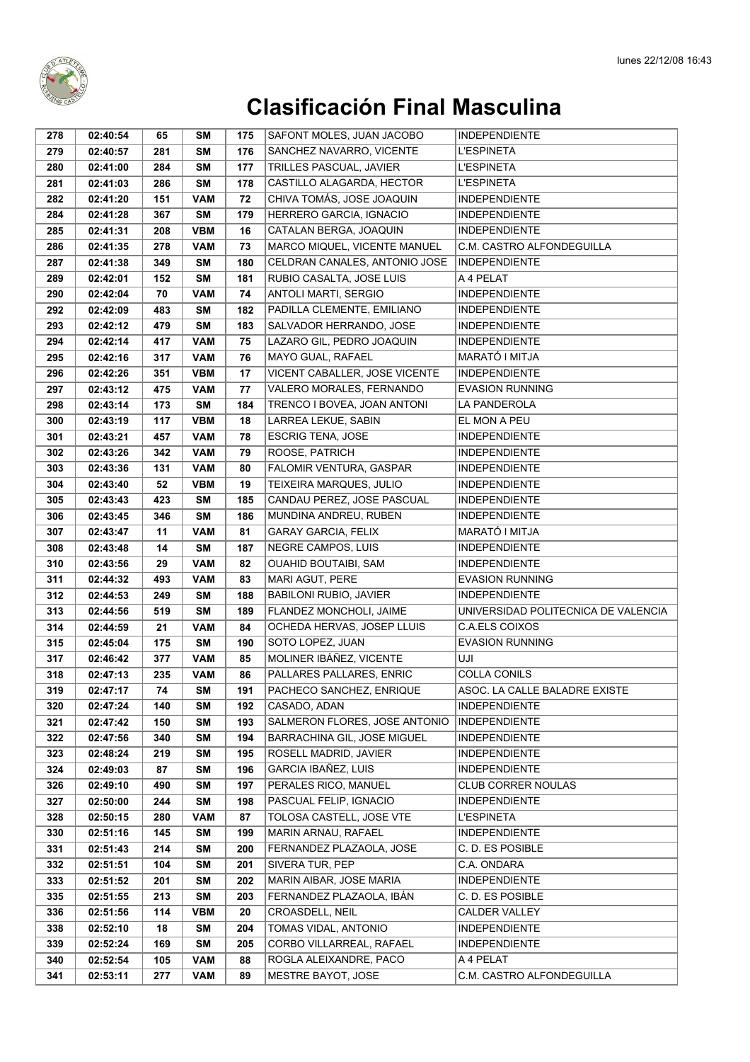# Clasificación Final Masculina

| | | | | | | |
|---|---|---|---|---|---|---|
| 278 | 02:40:54 | 65 | SM | 175 | SAFONT MOLES, JUAN JACOBO | INDEPENDIENTE |
| 279 | 02:40:57 | 281 | SM | 176 | SANCHEZ NAVARRO, VICENTE | L'ESPINETA |
| 280 | 02:41:00 | 284 | SM | 177 | TRILLES PASCUAL, JAVIER | L'ESPINETA |
| 281 | 02:41:03 | 286 | SM | 178 | CASTILLO ALAGARDA, HECTOR | L'ESPINETA |
| 282 | 02:41:20 | 151 | VAM | 72 | CHIVA TOMÁS, JOSE JOAQUIN | INDEPENDIENTE |
| 284 | 02:41:28 | 367 | SM | 179 | HERRERO GARCIA, IGNACIO | INDEPENDIENTE |
| 285 | 02:41:31 | 208 | VBM | 16 | CATALAN BERGA, JOAQUIN | INDEPENDIENTE |
| 286 | 02:41:35 | 278 | VAM | 73 | MARCO MIQUEL, VICENTE MANUEL | C.M. CASTRO ALFONDEGUILLA |
| 287 | 02:41:38 | 349 | SM | 180 | CELDRAN CANALES, ANTONIO JOSE | INDEPENDIENTE |
| 289 | 02:42:01 | 152 | SM | 181 | RUBIO CASALTA, JOSE LUIS | A 4 PELAT |
| 290 | 02:42:04 | 70 | VAM | 74 | ANTOLI MARTI, SERGIO | INDEPENDIENTE |
| 292 | 02:42:09 | 483 | SM | 182 | PADILLA CLEMENTE, EMILIANO | INDEPENDIENTE |
| 293 | 02:42:12 | 479 | SM | 183 | SALVADOR HERRANDO, JOSE | INDEPENDIENTE |
| 294 | 02:42:14 | 417 | VAM | 75 | LAZARO GIL, PEDRO JOAQUIN | INDEPENDIENTE |
| 295 | 02:42:16 | 317 | VAM | 76 | MAYO GUAL, RAFAEL | MARATÓ I MITJA |
| 296 | 02:42:26 | 351 | VBM | 17 | VICENT CABALLER, JOSE VICENTE | INDEPENDIENTE |
| 297 | 02:43:12 | 475 | VAM | 77 | VALERO MORALES, FERNANDO | EVASION RUNNING |
| 298 | 02:43:14 | 173 | SM | 184 | TRENCO I BOVEA, JOAN ANTONI | LA PANDEROLA |
| 300 | 02:43:19 | 117 | VBM | 18 | LARREA LEKUE, SABIN | EL MON A PEU |
| 301 | 02:43:21 | 457 | VAM | 78 | ESCRIG TENA, JOSE | INDEPENDIENTE |
| 302 | 02:43:26 | 342 | VAM | 79 | ROOSE, PATRICH | INDEPENDIENTE |
| 303 | 02:43:36 | 131 | VAM | 80 | FALOMIR VENTURA, GASPAR | INDEPENDIENTE |
| 304 | 02:43:40 | 52 | VBM | 19 | TEIXEIRA MARQUES, JULIO | INDEPENDIENTE |
| 305 | 02:43:43 | 423 | SM | 185 | CANDAU PEREZ, JOSE PASCUAL | INDEPENDIENTE |
| 306 | 02:43:45 | 346 | SM | 186 | MUNDINA ANDREU, RUBEN | INDEPENDIENTE |
| 307 | 02:43:47 | 11 | VAM | 81 | GARAY GARCIA, FELIX | MARATÓ I MITJA |
| 308 | 02:43:48 | 14 | SM | 187 | NEGRE CAMPOS, LUIS | INDEPENDIENTE |
| 310 | 02:43:56 | 29 | VAM | 82 | OUAHID BOUTAIBI, SAM | INDEPENDIENTE |
| 311 | 02:44:32 | 493 | VAM | 83 | MARI AGUT, PERE | EVASION RUNNING |
| 312 | 02:44:53 | 249 | SM | 188 | BABILONI RUBIO, JAVIER | INDEPENDIENTE |
| 313 | 02:44:56 | 519 | SM | 189 | FLANDEZ MONCHOLI, JAIME | UNIVERSIDAD POLITECNICA DE VALENCIA |
| 314 | 02:44:59 | 21 | VAM | 84 | OCHEDA HERVAS, JOSEP LLUIS | C.A.ELS COIXOS |
| 315 | 02:45:04 | 175 | SM | 190 | SOTO LOPEZ, JUAN | EVASION RUNNING |
| 317 | 02:46:42 | 377 | VAM | 85 | MOLINER IBÁÑEZ, VICENTE | UJI |
| 318 | 02:47:13 | 235 | VAM | 86 | PALLARES PALLARES, ENRIC | COLLA CONILS |
| 319 | 02:47:17 | 74 | SM | 191 | PACHECO SANCHEZ, ENRIQUE | ASOC. LA CALLE BALADRE EXISTE |
| 320 | 02:47:24 | 140 | SM | 192 | CASADO, ADAN | INDEPENDIENTE |
| 321 | 02:47:42 | 150 | SM | 193 | SALMERON FLORES, JOSE ANTONIO | INDEPENDIENTE |
| 322 | 02:47:56 | 340 | SM | 194 | BARRACHINA GIL, JOSE MIGUEL | INDEPENDIENTE |
| 323 | 02:48:24 | 219 | SM | 195 | ROSELL MADRID, JAVIER | INDEPENDIENTE |
| 324 | 02:49:03 | 87 | SM | 196 | GARCIA IBAÑEZ, LUIS | INDEPENDIENTE |
| 326 | 02:49:10 | 490 | SM | 197 | PERALES RICO, MANUEL | CLUB CORRER NOULAS |
| 327 | 02:50:00 | 244 | SM | 198 | PASCUAL FELIP, IGNACIO | INDEPENDIENTE |
| 328 | 02:50:15 | 280 | VAM | 87 | TOLOSA CASTELL, JOSE VTE | L'ESPINETA |
| 330 | 02:51:16 | 145 | SM | 199 | MARIN ARNAU, RAFAEL | INDEPENDIENTE |
| 331 | 02:51:43 | 214 | SM | 200 | FERNANDEZ PLAZAOLA, JOSE | C. D. ES POSIBLE |
| 332 | 02:51:51 | 104 | SM | 201 | SIVERA TUR, PEP | C.A. ONDARA |
| 333 | 02:51:52 | 201 | SM | 202 | MARIN AIBAR, JOSE MARIA | INDEPENDIENTE |
| 335 | 02:51:55 | 213 | SM | 203 | FERNANDEZ PLAZAOLA, IBÁN | C. D. ES POSIBLE |
| 336 | 02:51:56 | 114 | VBM | 20 | CROASDELL, NEIL | CALDER VALLEY |
| 338 | 02:52:10 | 18 | SM | 204 | TOMAS VIDAL, ANTONIO | INDEPENDIENTE |
| 339 | 02:52:24 | 169 | SM | 205 | CORBO VILLARREAL, RAFAEL | INDEPENDIENTE |
| 340 | 02:52:54 | 105 | VAM | 88 | ROGLA ALEIXANDRE, PACO | A 4 PELAT |
| 341 | 02:53:11 | 277 | VAM | 89 | MESTRE BAYOT, JOSE | C.M. CASTRO ALFONDEGUILLA |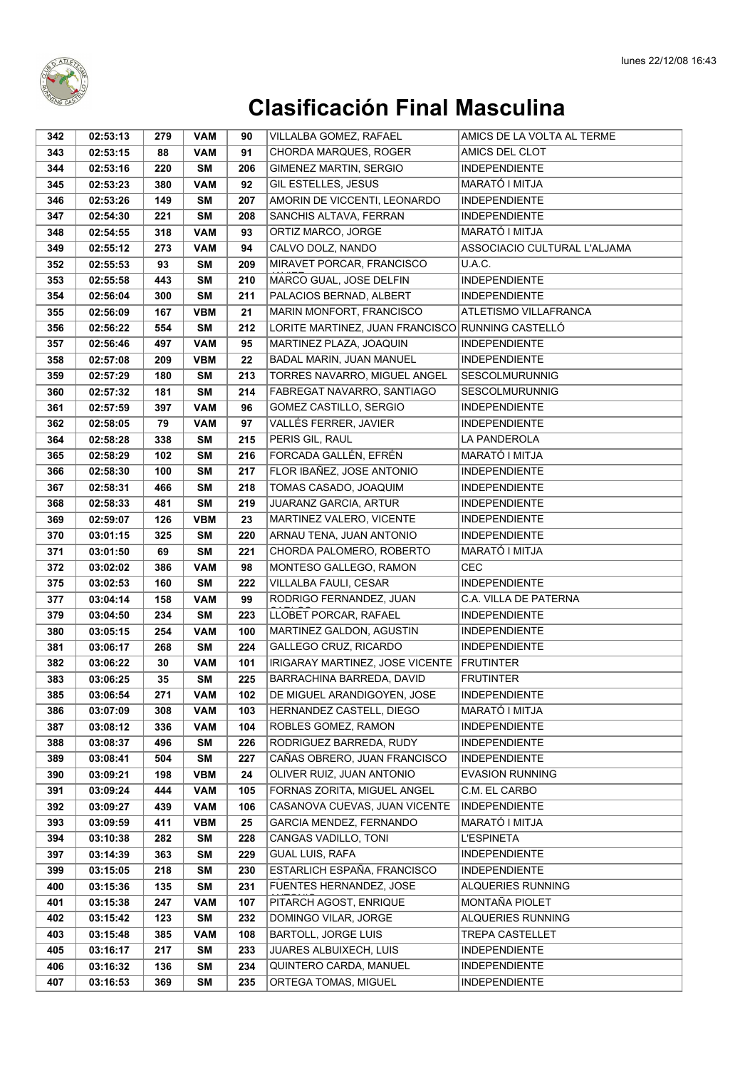# Clasificación Final Masculina

| | | | | | | |
|---|---|---|---|---|---|---|
| 342 | 02:53:13 | 279 | VAM | 90 | VILLALBA GOMEZ, RAFAEL | AMICS DE LA VOLTA AL TERME |
| 343 | 02:53:15 | 88 | VAM | 91 | CHORDA MARQUES, ROGER | AMICS DEL CLOT |
| 344 | 02:53:16 | 220 | SM | 206 | GIMENEZ MARTIN, SERGIO | INDEPENDIENTE |
| 345 | 02:53:23 | 380 | VAM | 92 | GIL ESTELLES, JESUS | MARATÓ I MITJA |
| 346 | 02:53:26 | 149 | SM | 207 | AMORIN DE VICCENTI, LEONARDO | INDEPENDIENTE |
| 347 | 02:54:30 | 221 | SM | 208 | SANCHIS ALTAVA, FERRAN | INDEPENDIENTE |
| 348 | 02:54:55 | 318 | VAM | 93 | ORTIZ MARCO, JORGE | MARATÓ I MITJA |
| 349 | 02:55:12 | 273 | VAM | 94 | CALVO DOLZ, NANDO | ASSOCIACIO CULTURAL L'ALJAMA |
| 352 | 02:55:53 | 93 | SM | 209 | MIRAVET PORCAR, FRANCISCO | U.A.C. |
| 353 | 02:55:58 | 443 | SM | 210 | MARCO GUAL, JOSE DELFIN | INDEPENDIENTE |
| 354 | 02:56:04 | 300 | SM | 211 | PALACIOS BERNAD, ALBERT | INDEPENDIENTE |
| 355 | 02:56:09 | 167 | VBM | 21 | MARIN MONFORT, FRANCISCO | ATLETISMO VILLAFRANCA |
| 356 | 02:56:22 | 554 | SM | 212 | LORITE MARTINEZ, JUAN FRANCISCO | RUNNING CASTELLÓ |
| 357 | 02:56:46 | 497 | VAM | 95 | MARTINEZ PLAZA, JOAQUIN | INDEPENDIENTE |
| 358 | 02:57:08 | 209 | VBM | 22 | BADAL MARIN, JUAN MANUEL | INDEPENDIENTE |
| 359 | 02:57:29 | 180 | SM | 213 | TORRES NAVARRO, MIGUEL ANGEL | SESCOLMURUNNIG |
| 360 | 02:57:32 | 181 | SM | 214 | FABREGAT NAVARRO, SANTIAGO | SESCOLMURUNNIG |
| 361 | 02:57:59 | 397 | VAM | 96 | GOMEZ CASTILLO, SERGIO | INDEPENDIENTE |
| 362 | 02:58:05 | 79 | VAM | 97 | VALLÉS FERRER, JAVIER | INDEPENDIENTE |
| 364 | 02:58:28 | 338 | SM | 215 | PERIS GIL, RAUL | LA PANDEROLA |
| 365 | 02:58:29 | 102 | SM | 216 | FORCADA GALLÉN, EFRÉN | MARATÓ I MITJA |
| 366 | 02:58:30 | 100 | SM | 217 | FLOR IBAÑEZ, JOSE ANTONIO | INDEPENDIENTE |
| 367 | 02:58:31 | 466 | SM | 218 | TOMAS CASADO, JOAQUIM | INDEPENDIENTE |
| 368 | 02:58:33 | 481 | SM | 219 | JUARANZ GARCIA, ARTUR | INDEPENDIENTE |
| 369 | 02:59:07 | 126 | VBM | 23 | MARTINEZ VALERO, VICENTE | INDEPENDIENTE |
| 370 | 03:01:15 | 325 | SM | 220 | ARNAU TENA, JUAN ANTONIO | INDEPENDIENTE |
| 371 | 03:01:50 | 69 | SM | 221 | CHORDA PALOMERO, ROBERTO | MARATÓ I MITJA |
| 372 | 03:02:02 | 386 | VAM | 98 | MONTESO GALLEGO, RAMON | CEC |
| 375 | 03:02:53 | 160 | SM | 222 | VILLALBA FAULI, CESAR | INDEPENDIENTE |
| 377 | 03:04:14 | 158 | VAM | 99 | RODRIGO FERNANDEZ, JUAN | C.A. VILLA DE PATERNA |
| 379 | 03:04:50 | 234 | SM | 223 | LLOBET PORCAR, RAFAEL | INDEPENDIENTE |
| 380 | 03:05:15 | 254 | VAM | 100 | MARTINEZ GALDON, AGUSTIN | INDEPENDIENTE |
| 381 | 03:06:17 | 268 | SM | 224 | GALLEGO CRUZ, RICARDO | INDEPENDIENTE |
| 382 | 03:06:22 | 30 | VAM | 101 | IRIGARAY MARTINEZ, JOSE VICENTE | FRUTINTER |
| 383 | 03:06:25 | 35 | SM | 225 | BARRACHINA BARREDA, DAVID | FRUTINTER |
| 385 | 03:06:54 | 271 | VAM | 102 | DE MIGUEL ARANDIGOYEN, JOSE | INDEPENDIENTE |
| 386 | 03:07:09 | 308 | VAM | 103 | HERNANDEZ CASTELL, DIEGO | MARATÓ I MITJA |
| 387 | 03:08:12 | 336 | VAM | 104 | ROBLES GOMEZ, RAMON | INDEPENDIENTE |
| 388 | 03:08:37 | 496 | SM | 226 | RODRIGUEZ BARREDA, RUDY | INDEPENDIENTE |
| 389 | 03:08:41 | 504 | SM | 227 | CAÑAS OBRERO, JUAN FRANCISCO | INDEPENDIENTE |
| 390 | 03:09:21 | 198 | VBM | 24 | OLIVER RUIZ, JUAN ANTONIO | EVASION RUNNING |
| 391 | 03:09:24 | 444 | VAM | 105 | FORNAS ZORITA, MIGUEL ANGEL | C.M. EL CARBO |
| 392 | 03:09:27 | 439 | VAM | 106 | CASANOVA CUEVAS, JUAN VICENTE | INDEPENDIENTE |
| 393 | 03:09:59 | 411 | VBM | 25 | GARCIA MENDEZ, FERNANDO | MARATÓ I MITJA |
| 394 | 03:10:38 | 282 | SM | 228 | CANGAS VADILLO, TONI | L'ESPINETA |
| 397 | 03:14:39 | 363 | SM | 229 | GUAL LUIS, RAFA | INDEPENDIENTE |
| 399 | 03:15:05 | 218 | SM | 230 | ESTARLICH ESPAÑA, FRANCISCO | INDEPENDIENTE |
| 400 | 03:15:36 | 135 | SM | 231 | FUENTES HERNANDEZ, JOSE | ALQUERIES RUNNING |
| 401 | 03:15:38 | 247 | VAM | 107 | PITARCH AGOST, ENRIQUE | MONTAÑA PIOLET |
| 402 | 03:15:42 | 123 | SM | 232 | DOMINGO VILAR, JORGE | ALQUERIES RUNNING |
| 403 | 03:15:48 | 385 | VAM | 108 | BARTOLL, JORGE LUIS | TREPA CASTELLET |
| 405 | 03:16:17 | 217 | SM | 233 | JUARES ALBUIXECH, LUIS | INDEPENDIENTE |
| 406 | 03:16:32 | 136 | SM | 234 | QUINTERO CARDA, MANUEL | INDEPENDIENTE |
| 407 | 03:16:53 | 369 | SM | 235 | ORTEGA TOMAS, MIGUEL | INDEPENDIENTE |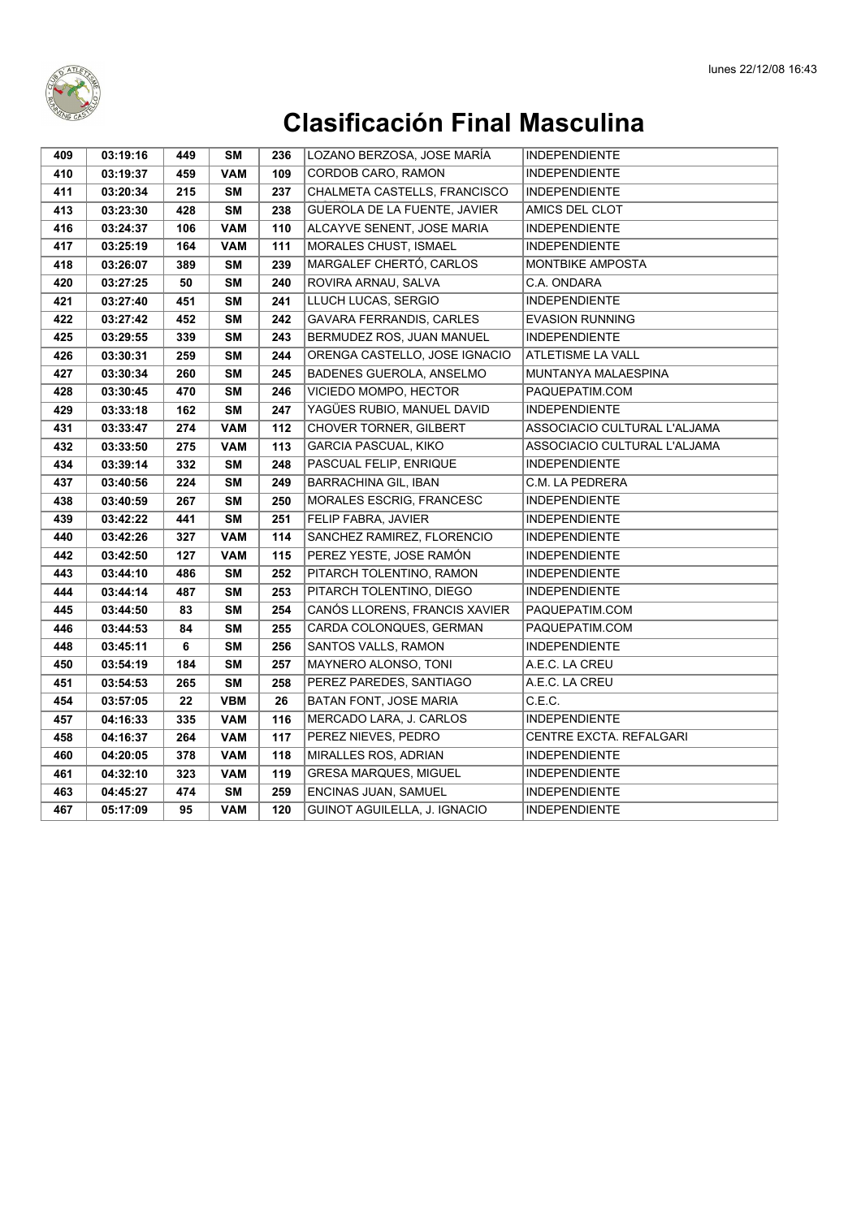# Clasificación Final Masculina

| | | | | | | |
|---|---|---|---|---|---|---|
| 409 | 03:19:16 | 449 | SM | 236 | LOZANO BERZOSA, JOSE MARÍA | INDEPENDIENTE |
| 410 | 03:19:37 | 459 | VAM | 109 | CORDOB CARO, RAMON | INDEPENDIENTE |
| 411 | 03:20:34 | 215 | SM | 237 | CHALMETA CASTELLS, FRANCISCO | INDEPENDIENTE |
| 413 | 03:23:30 | 428 | SM | 238 | GUEROLA DE LA FUENTE, JAVIER | AMICS DEL CLOT |
| 416 | 03:24:37 | 106 | VAM | 110 | ALCAYVE SENENT, JOSE MARIA | INDEPENDIENTE |
| 417 | 03:25:19 | 164 | VAM | 111 | MORALES CHUST, ISMAEL | INDEPENDIENTE |
| 418 | 03:26:07 | 389 | SM | 239 | MARGALEF CHERTÓ, CARLOS | MONTBIKE AMPOSTA |
| 420 | 03:27:25 | 50 | SM | 240 | ROVIRA ARNAU, SALVA | C.A. ONDARA |
| 421 | 03:27:40 | 451 | SM | 241 | LLUCH LUCAS, SERGIO | INDEPENDIENTE |
| 422 | 03:27:42 | 452 | SM | 242 | GAVARA FERRANDIS, CARLES | EVASION RUNNING |
| 425 | 03:29:55 | 339 | SM | 243 | BERMUDEZ ROS, JUAN MANUEL | INDEPENDIENTE |
| 426 | 03:30:31 | 259 | SM | 244 | ORENGA CASTELLO, JOSE IGNACIO | ATLETISME LA VALL |
| 427 | 03:30:34 | 260 | SM | 245 | BADENES GUEROLA, ANSELMO | MUNTANYA MALAESPINA |
| 428 | 03:30:45 | 470 | SM | 246 | VICIEDO MOMPO, HECTOR | PAQUEPATIM.COM |
| 429 | 03:33:18 | 162 | SM | 247 | YAGÜES RUBIO, MANUEL DAVID | INDEPENDIENTE |
| 431 | 03:33:47 | 274 | VAM | 112 | CHOVER TORNER, GILBERT | ASSOCIACIO CULTURAL L'ALJAMA |
| 432 | 03:33:50 | 275 | VAM | 113 | GARCIA PASCUAL, KIKO | ASSOCIACIO CULTURAL L'ALJAMA |
| 434 | 03:39:14 | 332 | SM | 248 | PASCUAL FELIP, ENRIQUE | INDEPENDIENTE |
| 437 | 03:40:56 | 224 | SM | 249 | BARRACHINA GIL, IBAN | C.M. LA PEDRERA |
| 438 | 03:40:59 | 267 | SM | 250 | MORALES ESCRIG, FRANCESC | INDEPENDIENTE |
| 439 | 03:42:22 | 441 | SM | 251 | FELIP FABRA, JAVIER | INDEPENDIENTE |
| 440 | 03:42:26 | 327 | VAM | 114 | SANCHEZ RAMIREZ, FLORENCIO | INDEPENDIENTE |
| 442 | 03:42:50 | 127 | VAM | 115 | PEREZ YESTE, JOSE RAMÓN | INDEPENDIENTE |
| 443 | 03:44:10 | 486 | SM | 252 | PITARCH TOLENTINO, RAMON | INDEPENDIENTE |
| 444 | 03:44:14 | 487 | SM | 253 | PITARCH TOLENTINO, DIEGO | INDEPENDIENTE |
| 445 | 03:44:50 | 83 | SM | 254 | CANÓS LLORENS, FRANCIS XAVIER | PAQUEPATIM.COM |
| 446 | 03:44:53 | 84 | SM | 255 | CARDA COLONQUES, GERMAN | PAQUEPATIM.COM |
| 448 | 03:45:11 | 6 | SM | 256 | SANTOS VALLS, RAMON | INDEPENDIENTE |
| 450 | 03:54:19 | 184 | SM | 257 | MAYNERO ALONSO, TONI | A.E.C. LA CREU |
| 451 | 03:54:53 | 265 | SM | 258 | PEREZ PAREDES, SANTIAGO | A.E.C. LA CREU |
| 454 | 03:57:05 | 22 | VBM | 26 | BATAN FONT, JOSE MARIA | C.E.C. |
| 457 | 04:16:33 | 335 | VAM | 116 | MERCADO LARA, J. CARLOS | INDEPENDIENTE |
| 458 | 04:16:37 | 264 | VAM | 117 | PEREZ NIEVES, PEDRO | CENTRE EXCTA. REFALGARI |
| 460 | 04:20:05 | 378 | VAM | 118 | MIRALLES ROS, ADRIAN | INDEPENDIENTE |
| 461 | 04:32:10 | 323 | VAM | 119 | GRESA MARQUES, MIGUEL | INDEPENDIENTE |
| 463 | 04:45:27 | 474 | SM | 259 | ENCINAS JUAN, SAMUEL | INDEPENDIENTE |
| 467 | 05:17:09 | 95 | VAM | 120 | GUINOT AGUILELLA, J. IGNACIO | INDEPENDIENTE |